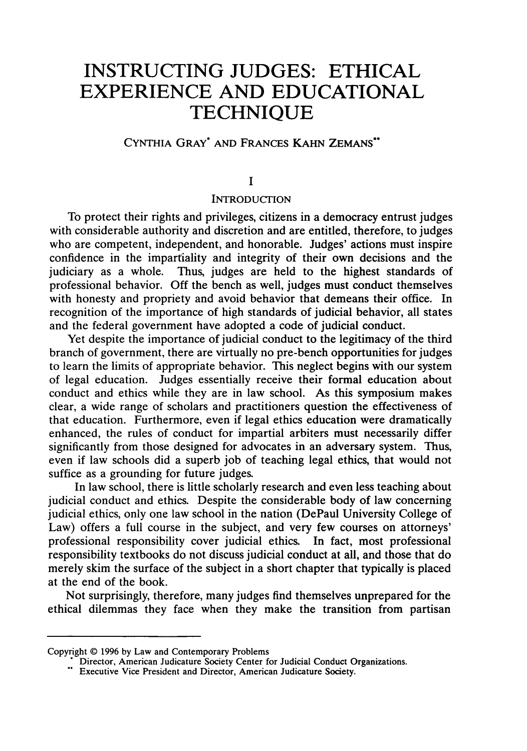# INSTRUCTING JUDGES: ETHICAL EXPERIENCE AND EDUCATIONAL TECHNIQUE

CYNTHIA GRAY* AND FRANCES KAHN ZEMANS**

## I

## INTRODUCTION

To protect their rights and privileges, citizens in a democracy entrust judges with considerable authority and discretion and are entitled, therefore, to judges who are competent, independent, and honorable. Judges' actions must inspire confidence in the impartiality and integrity of their own decisions and the judiciary as a whole. Thus, judges are held to the highest standards of professional behavior. Off the bench as well, judges must conduct themselves with honesty and propriety and avoid behavior that demeans their office. In recognition of the importance of high standards of judicial behavior, all states and the federal government have adopted a code of judicial conduct.

Yet despite the importance of judicial conduct to the legitimacy of the third branch of government, there are virtually no pre-bench opportunities for judges to learn the limits of appropriate behavior. This neglect begins with our system of legal education. Judges essentially receive their formal education about conduct and ethics while they are in law school. As this symposium makes clear, a wide range of scholars and practitioners question the effectiveness of that education. Furthermore, even if legal ethics education were dramatically enhanced, the rules of conduct for impartial arbiters must necessarily differ significantly from those designed for advocates in an adversary system. Thus, even if law schools did a superb job of teaching legal ethics, that would not suffice as a grounding for future judges.

In law school, there is little scholarly research and even less teaching about judicial conduct and ethics. Despite the considerable body of law concerning judicial ethics, only one law school in the nation (DePaul University College of Law) offers a full course in the subject, and very few courses on attorneys' professional responsibility cover judicial ethics. In fact, most professional responsibility textbooks do not discuss judicial conduct at all, and those that do merely skim the surface of the subject in a short chapter that typically is placed at the end of the book.

Not surprisingly, therefore, many judges find themselves unprepared for the ethical dilemmas they face when they make the transition from partisan

---

Copyright © 1996 by Law and Contemporary Problems

\* Director, American Judicature Society Center for Judicial Conduct Organizations.

\*\* Executive Vice President and Director, American Judicature Society.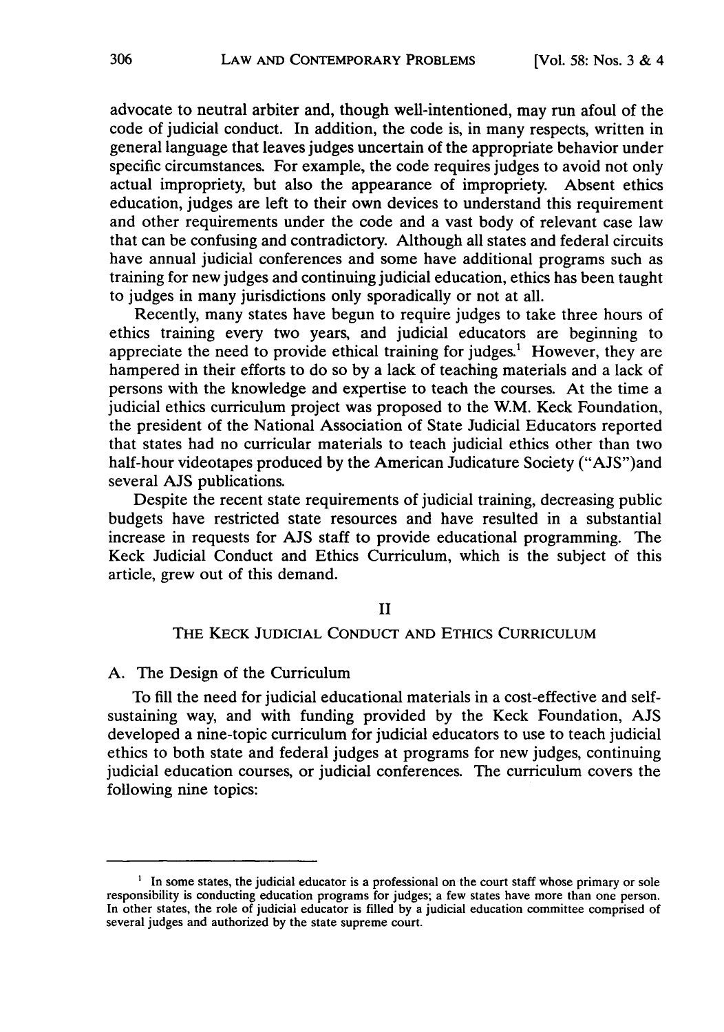advocate to neutral arbiter and, though well-intentioned, may run afoul of the code of judicial conduct. In addition, the code is, in many respects, written in general language that leaves judges uncertain of the appropriate behavior under specific circumstances. For example, the code requires judges to avoid not only actual impropriety, but also the appearance of impropriety. Absent ethics education, judges are left to their own devices to understand this requirement and other requirements under the code and a vast body of relevant case law that can be confusing and contradictory. Although all states and federal circuits have annual judicial conferences and some have additional programs such as training for new judges and continuing judicial education, ethics has been taught to judges in many jurisdictions only sporadically or not at all.

Recently, many states have begun to require judges to take three hours of ethics training every two years, and judicial educators are beginning to appreciate the need to provide ethical training for judges.[1] However, they are hampered in their efforts to do so by a lack of teaching materials and a lack of persons with the knowledge and expertise to teach the courses. At the time a judicial ethics curriculum project was proposed to the W.M. Keck Foundation, the president of the National Association of State Judicial Educators reported that states had no curricular materials to teach judicial ethics other than two half-hour videotapes produced by the American Judicature Society ("AJS")and several AJS publications.

Despite the recent state requirements of judicial training, decreasing public budgets have restricted state resources and have resulted in a substantial increase in requests for AJS staff to provide educational programming. The Keck Judicial Conduct and Ethics Curriculum, which is the subject of this article, grew out of this demand.

## II

## THE KECK JUDICIAL CONDUCT AND ETHICS CURRICULUM

### A. The Design of the Curriculum

To fill the need for judicial educational materials in a cost-effective and self-sustaining way, and with funding provided by the Keck Foundation, AJS developed a nine-topic curriculum for judicial educators to use to teach judicial ethics to both state and federal judges at programs for new judges, continuing judicial education courses, or judicial conferences. The curriculum covers the following nine topics:

---

[1] In some states, the judicial educator is a professional on the court staff whose primary or sole responsibility is conducting education programs for judges; a few states have more than one person. In other states, the role of judicial educator is filled by a judicial education committee comprised of several judges and authorized by the state supreme court.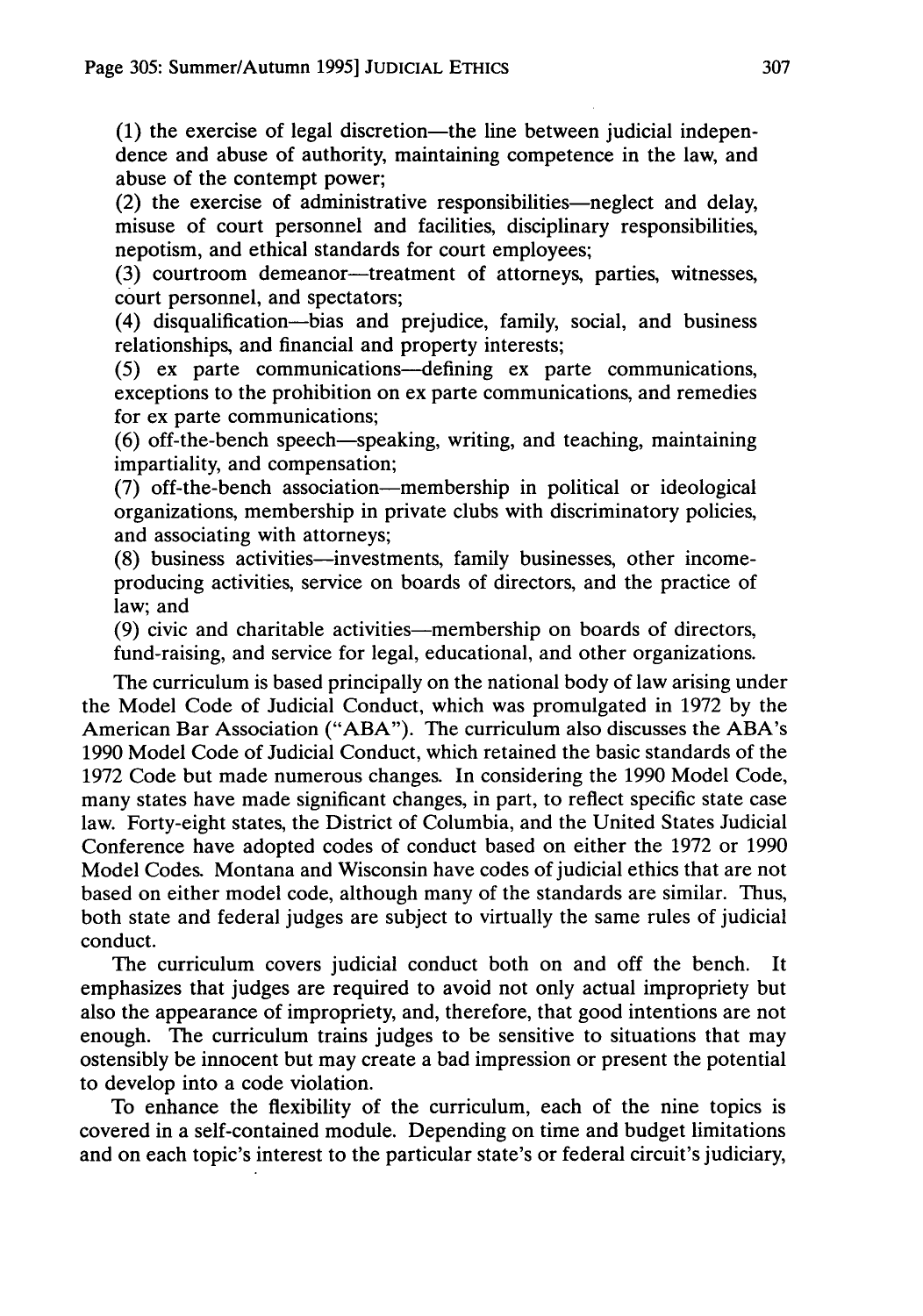(1) the exercise of legal discretion—the line between judicial independence and abuse of authority, maintaining competence in the law, and abuse of the contempt power;

(2) the exercise of administrative responsibilities—neglect and delay, misuse of court personnel and facilities, disciplinary responsibilities, nepotism, and ethical standards for court employees;

(3) courtroom demeanor—treatment of attorneys, parties, witnesses, court personnel, and spectators;

(4) disqualification—bias and prejudice, family, social, and business relationships, and financial and property interests;

(5) ex parte communications—defining ex parte communications, exceptions to the prohibition on ex parte communications, and remedies for ex parte communications;

(6) off-the-bench speech—speaking, writing, and teaching, maintaining impartiality, and compensation;

(7) off-the-bench association—membership in political or ideological organizations, membership in private clubs with discriminatory policies, and associating with attorneys;

(8) business activities—investments, family businesses, other income-producing activities, service on boards of directors, and the practice of law; and

(9) civic and charitable activities—membership on boards of directors, fund-raising, and service for legal, educational, and other organizations.

The curriculum is based principally on the national body of law arising under the Model Code of Judicial Conduct, which was promulgated in 1972 by the American Bar Association ("ABA"). The curriculum also discusses the ABA's 1990 Model Code of Judicial Conduct, which retained the basic standards of the 1972 Code but made numerous changes. In considering the 1990 Model Code, many states have made significant changes, in part, to reflect specific state case law. Forty-eight states, the District of Columbia, and the United States Judicial Conference have adopted codes of conduct based on either the 1972 or 1990 Model Codes. Montana and Wisconsin have codes of judicial ethics that are not based on either model code, although many of the standards are similar. Thus, both state and federal judges are subject to virtually the same rules of judicial conduct.

The curriculum covers judicial conduct both on and off the bench. It emphasizes that judges are required to avoid not only actual impropriety but also the appearance of impropriety, and, therefore, that good intentions are not enough. The curriculum trains judges to be sensitive to situations that may ostensibly be innocent but may create a bad impression or present the potential to develop into a code violation.

To enhance the flexibility of the curriculum, each of the nine topics is covered in a self-contained module. Depending on time and budget limitations and on each topic's interest to the particular state's or federal circuit's judiciary,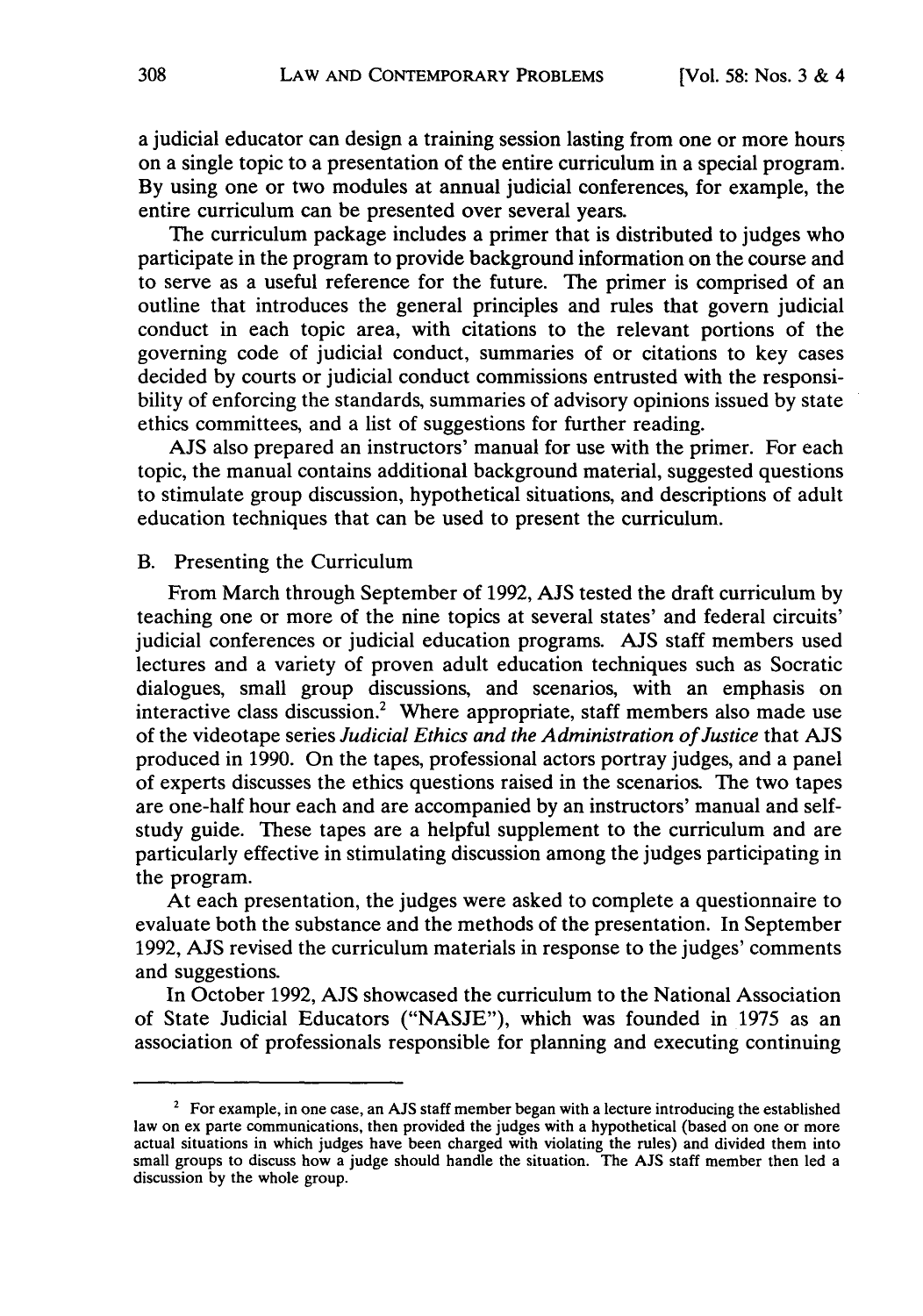a judicial educator can design a training session lasting from one or more hours on a single topic to a presentation of the entire curriculum in a special program. By using one or two modules at annual judicial conferences, for example, the entire curriculum can be presented over several years.

The curriculum package includes a primer that is distributed to judges who participate in the program to provide background information on the course and to serve as a useful reference for the future. The primer is comprised of an outline that introduces the general principles and rules that govern judicial conduct in each topic area, with citations to the relevant portions of the governing code of judicial conduct, summaries of or citations to key cases decided by courts or judicial conduct commissions entrusted with the responsibility of enforcing the standards, summaries of advisory opinions issued by state ethics committees, and a list of suggestions for further reading.

AJS also prepared an instructors' manual for use with the primer. For each topic, the manual contains additional background material, suggested questions to stimulate group discussion, hypothetical situations, and descriptions of adult education techniques that can be used to present the curriculum.

B. Presenting the Curriculum

From March through September of 1992, AJS tested the draft curriculum by teaching one or more of the nine topics at several states' and federal circuits' judicial conferences or judicial education programs. AJS staff members used lectures and a variety of proven adult education techniques such as Socratic dialogues, small group discussions, and scenarios, with an emphasis on interactive class discussion.[2] Where appropriate, staff members also made use of the videotape series *Judicial Ethics and the Administration of Justice* that AJS produced in 1990. On the tapes, professional actors portray judges, and a panel of experts discusses the ethics questions raised in the scenarios. The two tapes are one-half hour each and are accompanied by an instructors' manual and self-study guide. These tapes are a helpful supplement to the curriculum and are particularly effective in stimulating discussion among the judges participating in the program.

At each presentation, the judges were asked to complete a questionnaire to evaluate both the substance and the methods of the presentation. In September 1992, AJS revised the curriculum materials in response to the judges' comments and suggestions.

In October 1992, AJS showcased the curriculum to the National Association of State Judicial Educators ("NASJE"), which was founded in 1975 as an association of professionals responsible for planning and executing continuing

---

[2] For example, in one case, an AJS staff member began with a lecture introducing the established law on ex parte communications, then provided the judges with a hypothetical (based on one or more actual situations in which judges have been charged with violating the rules) and divided them into small groups to discuss how a judge should handle the situation. The AJS staff member then led a discussion by the whole group.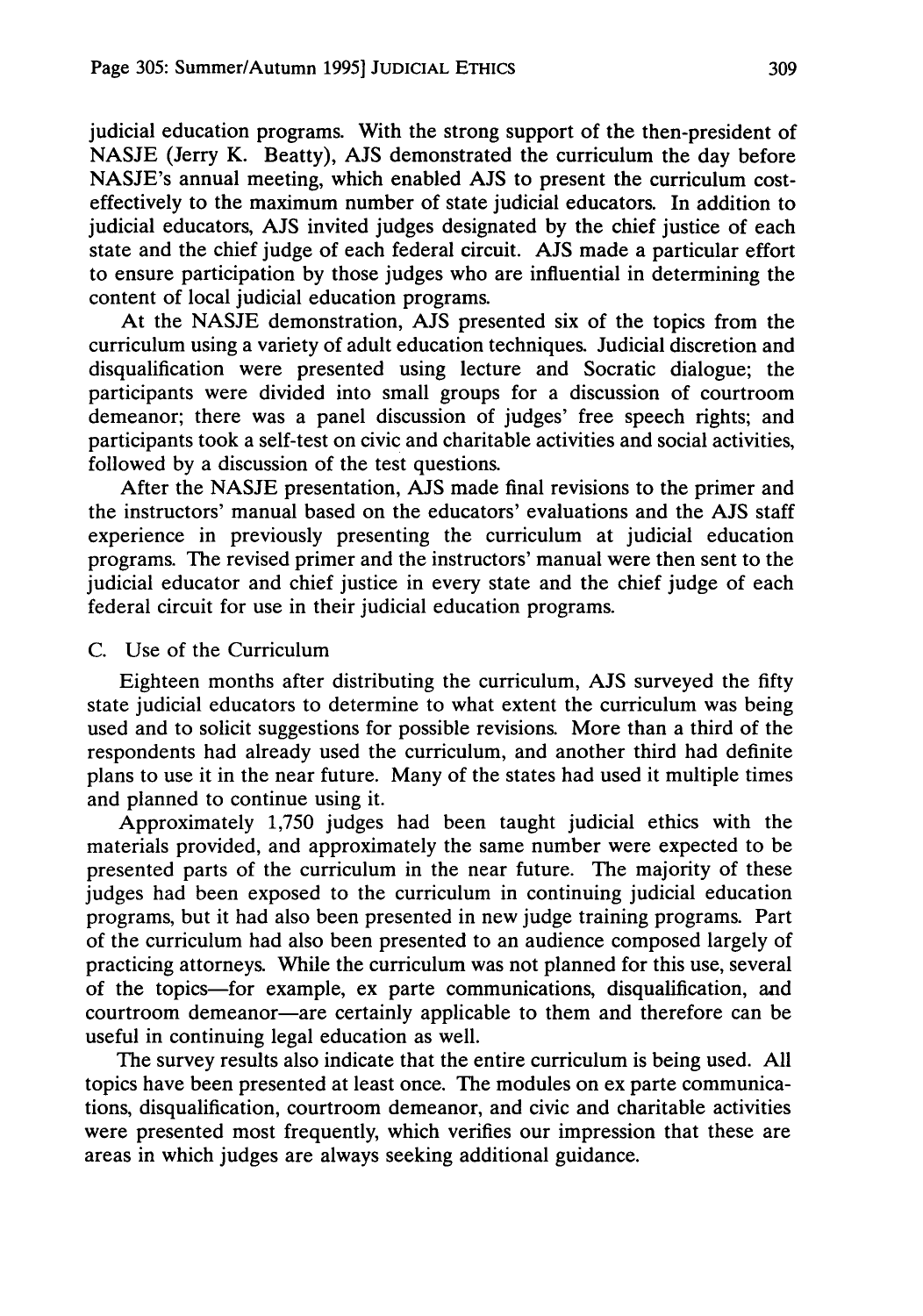judicial education programs. With the strong support of the then-president of NASJE (Jerry K. Beatty), AJS demonstrated the curriculum the day before NASJE's annual meeting, which enabled AJS to present the curriculum cost-effectively to the maximum number of state judicial educators. In addition to judicial educators, AJS invited judges designated by the chief justice of each state and the chief judge of each federal circuit. AJS made a particular effort to ensure participation by those judges who are influential in determining the content of local judicial education programs.

At the NASJE demonstration, AJS presented six of the topics from the curriculum using a variety of adult education techniques. Judicial discretion and disqualification were presented using lecture and Socratic dialogue; the participants were divided into small groups for a discussion of courtroom demeanor; there was a panel discussion of judges' free speech rights; and participants took a self-test on civic and charitable activities and social activities, followed by a discussion of the test questions.

After the NASJE presentation, AJS made final revisions to the primer and the instructors' manual based on the educators' evaluations and the AJS staff experience in previously presenting the curriculum at judicial education programs. The revised primer and the instructors' manual were then sent to the judicial educator and chief justice in every state and the chief judge of each federal circuit for use in their judicial education programs.

C. Use of the Curriculum

Eighteen months after distributing the curriculum, AJS surveyed the fifty state judicial educators to determine to what extent the curriculum was being used and to solicit suggestions for possible revisions. More than a third of the respondents had already used the curriculum, and another third had definite plans to use it in the near future. Many of the states had used it multiple times and planned to continue using it.

Approximately 1,750 judges had been taught judicial ethics with the materials provided, and approximately the same number were expected to be presented parts of the curriculum in the near future. The majority of these judges had been exposed to the curriculum in continuing judicial education programs, but it had also been presented in new judge training programs. Part of the curriculum had also been presented to an audience composed largely of practicing attorneys. While the curriculum was not planned for this use, several of the topics—for example, ex parte communications, disqualification, and courtroom demeanor—are certainly applicable to them and therefore can be useful in continuing legal education as well.

The survey results also indicate that the entire curriculum is being used. All topics have been presented at least once. The modules on ex parte communications, disqualification, courtroom demeanor, and civic and charitable activities were presented most frequently, which verifies our impression that these are areas in which judges are always seeking additional guidance.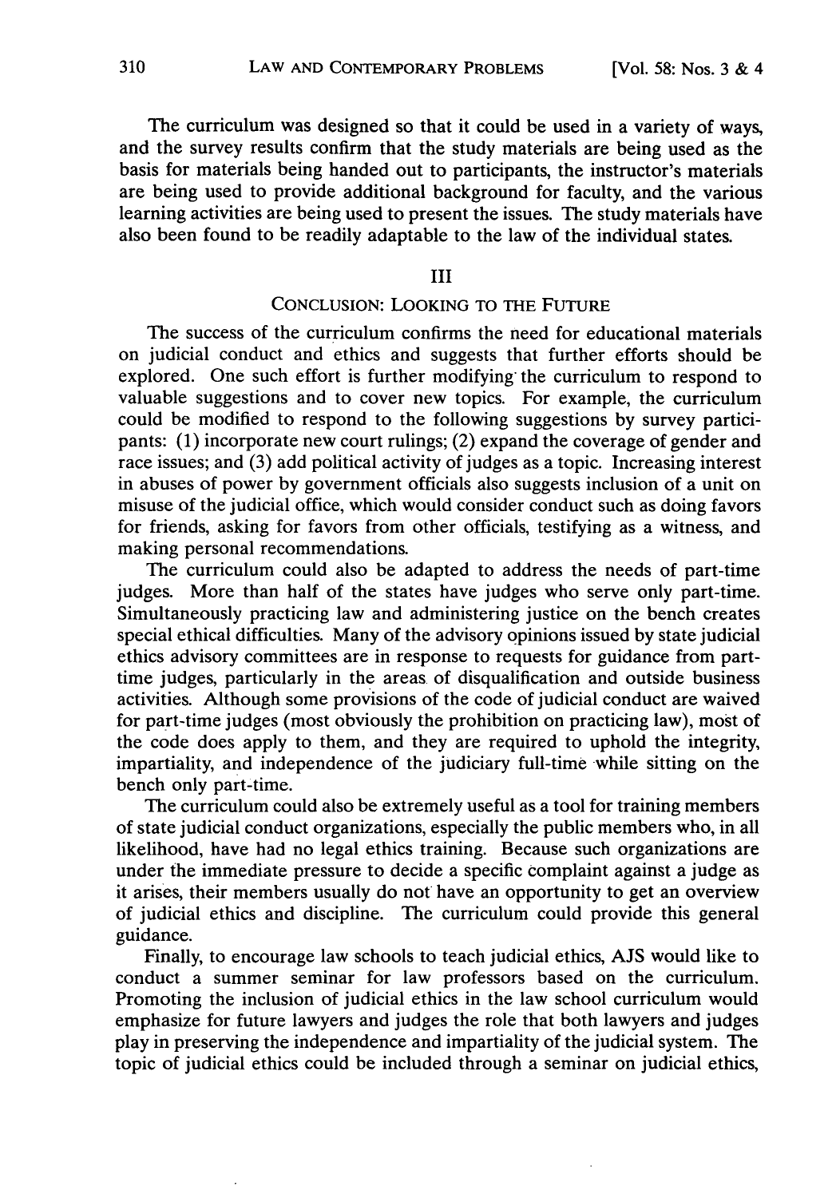The curriculum was designed so that it could be used in a variety of ways, and the survey results confirm that the study materials are being used as the basis for materials being handed out to participants, the instructor's materials are being used to provide additional background for faculty, and the various learning activities are being used to present the issues. The study materials have also been found to be readily adaptable to the law of the individual states.

## III

## CONCLUSION: LOOKING TO THE FUTURE

The success of the curriculum confirms the need for educational materials on judicial conduct and ethics and suggests that further efforts should be explored. One such effort is further modifying the curriculum to respond to valuable suggestions and to cover new topics. For example, the curriculum could be modified to respond to the following suggestions by survey participants: (1) incorporate new court rulings; (2) expand the coverage of gender and race issues; and (3) add political activity of judges as a topic. Increasing interest in abuses of power by government officials also suggests inclusion of a unit on misuse of the judicial office, which would consider conduct such as doing favors for friends, asking for favors from other officials, testifying as a witness, and making personal recommendations.

The curriculum could also be adapted to address the needs of part-time judges. More than half of the states have judges who serve only part-time. Simultaneously practicing law and administering justice on the bench creates special ethical difficulties. Many of the advisory opinions issued by state judicial ethics advisory committees are in response to requests for guidance from part-time judges, particularly in the areas of disqualification and outside business activities. Although some provisions of the code of judicial conduct are waived for part-time judges (most obviously the prohibition on practicing law), most of the code does apply to them, and they are required to uphold the integrity, impartiality, and independence of the judiciary full-time while sitting on the bench only part-time.

The curriculum could also be extremely useful as a tool for training members of state judicial conduct organizations, especially the public members who, in all likelihood, have had no legal ethics training. Because such organizations are under the immediate pressure to decide a specific complaint against a judge as it arises, their members usually do not have an opportunity to get an overview of judicial ethics and discipline. The curriculum could provide this general guidance.

Finally, to encourage law schools to teach judicial ethics, AJS would like to conduct a summer seminar for law professors based on the curriculum. Promoting the inclusion of judicial ethics in the law school curriculum would emphasize for future lawyers and judges the role that both lawyers and judges play in preserving the independence and impartiality of the judicial system. The topic of judicial ethics could be included through a seminar on judicial ethics,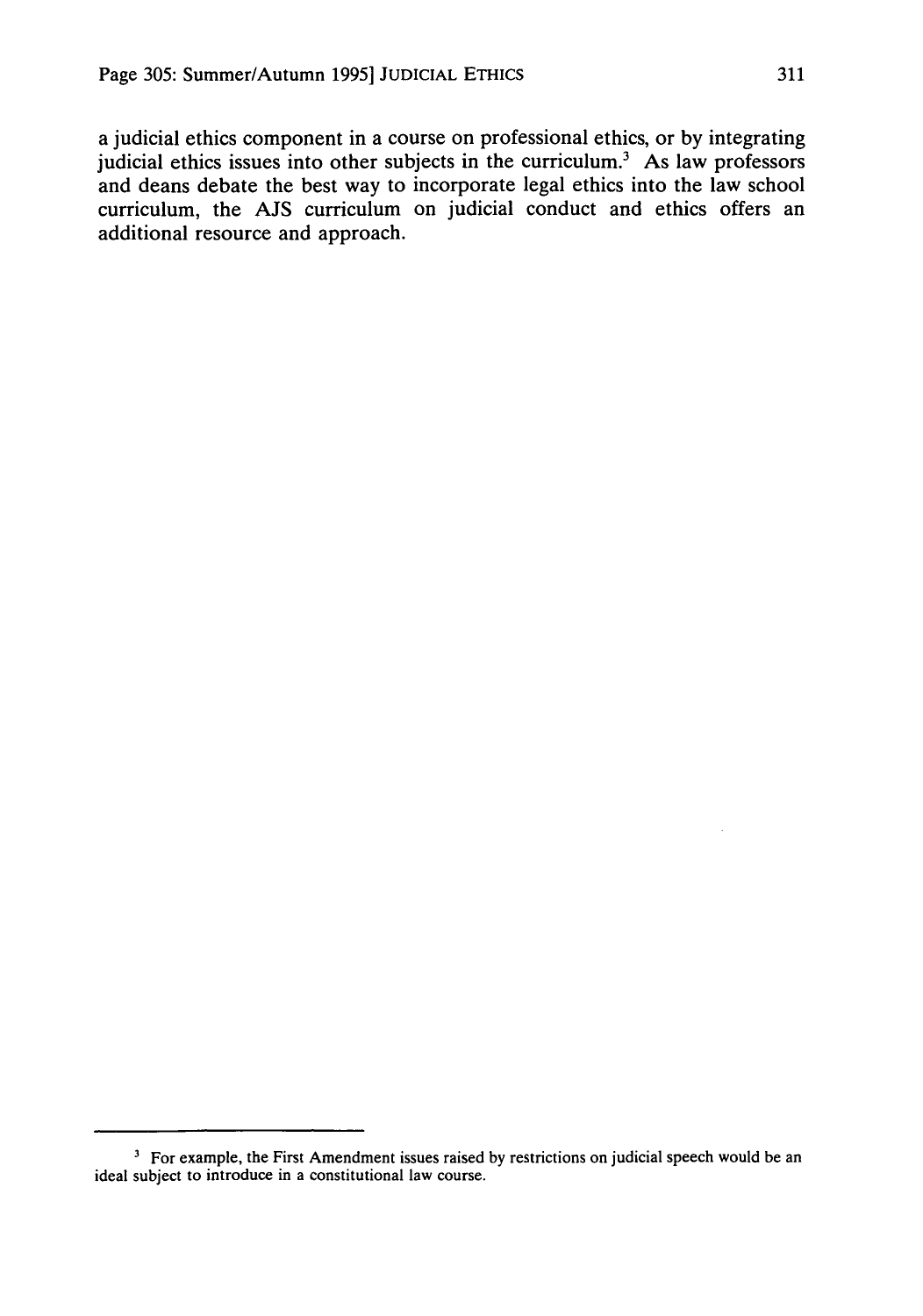a judicial ethics component in a course on professional ethics, or by integrating judicial ethics issues into other subjects in the curriculum.[3] As law professors and deans debate the best way to incorporate legal ethics into the law school curriculum, the AJS curriculum on judicial conduct and ethics offers an additional resource and approach.

---

[3] For example, the First Amendment issues raised by restrictions on judicial speech would be an ideal subject to introduce in a constitutional law course.